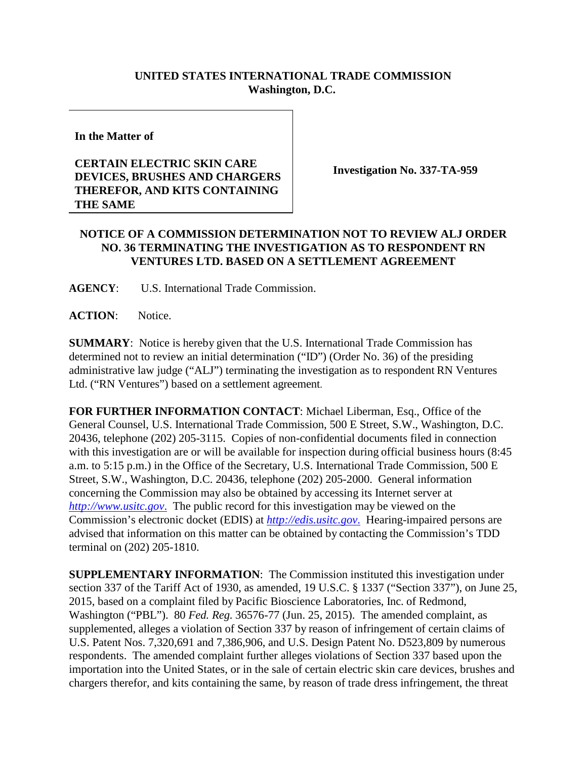**UNITED STATES INTERNATIONAL TRADE COMMISSION**
**Washington, D.C.**

| In the Matter of<br><br>CERTAIN ELECTRIC SKIN CARE DEVICES, BRUSHES AND CHARGERS THEREFOR, AND KITS CONTAINING THE SAME | Investigation No. 337-TA-959 |
|---|---|

**NOTICE OF A COMMISSION DETERMINATION NOT TO REVIEW ALJ ORDER NO. 36 TERMINATING THE INVESTIGATION AS TO RESPONDENT RN VENTURES LTD. BASED ON A SETTLEMENT AGREEMENT**

**AGENCY**: U.S. International Trade Commission.

**ACTION**: Notice.

**SUMMARY**: Notice is hereby given that the U.S. International Trade Commission has determined not to review an initial determination ("ID") (Order No. 36) of the presiding administrative law judge ("ALJ") terminating the investigation as to respondent RN Ventures Ltd. ("RN Ventures") based on a settlement agreement.

**FOR FURTHER INFORMATION CONTACT**: Michael Liberman, Esq., Office of the General Counsel, U.S. International Trade Commission, 500 E Street, S.W., Washington, D.C. 20436, telephone (202) 205-3115. Copies of non-confidential documents filed in connection with this investigation are or will be available for inspection during official business hours (8:45 a.m. to 5:15 p.m.) in the Office of the Secretary, U.S. International Trade Commission, 500 E Street, S.W., Washington, D.C. 20436, telephone (202) 205-2000. General information concerning the Commission may also be obtained by accessing its Internet server at *http://www.usitc.gov*. The public record for this investigation may be viewed on the Commission's electronic docket (EDIS) at *http://edis.usitc.gov*. Hearing-impaired persons are advised that information on this matter can be obtained by contacting the Commission's TDD terminal on (202) 205-1810.

**SUPPLEMENTARY INFORMATION**: The Commission instituted this investigation under section 337 of the Tariff Act of 1930, as amended, 19 U.S.C. § 1337 ("Section 337"), on June 25, 2015, based on a complaint filed by Pacific Bioscience Laboratories, Inc. of Redmond, Washington ("PBL"). 80 *Fed. Reg.* 36576-77 (Jun. 25, 2015). The amended complaint, as supplemented, alleges a violation of Section 337 by reason of infringement of certain claims of U.S. Patent Nos. 7,320,691 and 7,386,906, and U.S. Design Patent No. D523,809 by numerous respondents. The amended complaint further alleges violations of Section 337 based upon the importation into the United States, or in the sale of certain electric skin care devices, brushes and chargers therefor, and kits containing the same, by reason of trade dress infringement, the threat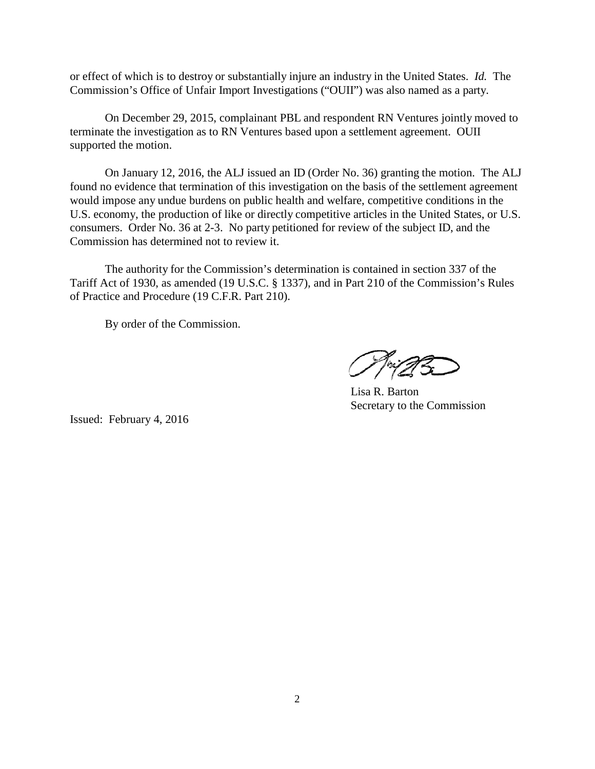or effect of which is to destroy or substantially injure an industry in the United States. *Id.* The Commission's Office of Unfair Import Investigations ("OUII") was also named as a party.

On December 29, 2015, complainant PBL and respondent RN Ventures jointly moved to terminate the investigation as to RN Ventures based upon a settlement agreement. OUII supported the motion.

On January 12, 2016, the ALJ issued an ID (Order No. 36) granting the motion. The ALJ found no evidence that termination of this investigation on the basis of the settlement agreement would impose any undue burdens on public health and welfare, competitive conditions in the U.S. economy, the production of like or directly competitive articles in the United States, or U.S. consumers. Order No. 36 at 2-3. No party petitioned for review of the subject ID, and the Commission has determined not to review it.

The authority for the Commission's determination is contained in section 337 of the Tariff Act of 1930, as amended (19 U.S.C. § 1337), and in Part 210 of the Commission's Rules of Practice and Procedure (19 C.F.R. Part 210).

By order of the Commission.

Lisa R. Barton
Secretary to the Commission

Issued: February 4, 2016